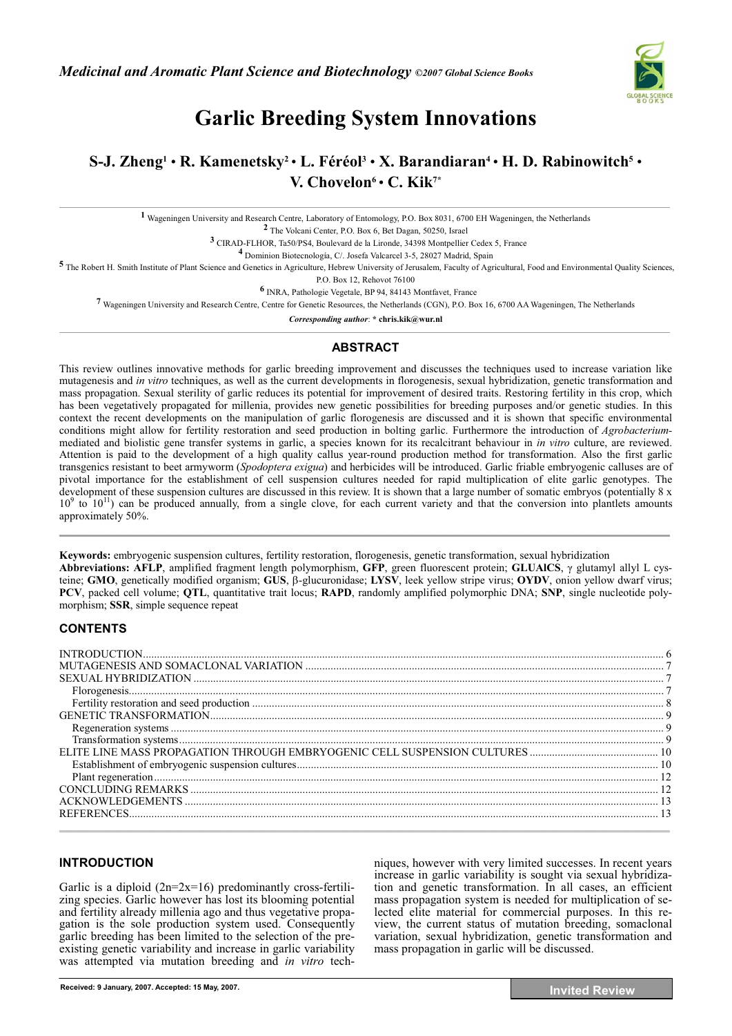# Garlic Breeding System Innovations

**S-J. Zheng[1] • R. Kamenetsky[2] • L. Féréol[3] • X. Barandiaran[4] • H. D. Rabinowitch[5] • V. Chovelon[6] • C. Kik[7*]**

[1] Wageningen University and Research Centre, Laboratory of Entomology, P.O. Box 8031, 6700 EH Wageningen, the Netherlands

[2] The Volcani Center, P.O. Box 6, Bet Dagan, 50250, Israel

[3] CIRAD-FLHOR, Ta50/PS4, Boulevard de la Lironde, 34398 Montpellier Cedex 5, France

[4] Dominion Biotecnología, C/. Josefa Valcarcel 3-5, 28027 Madrid, Spain

[5] The Robert H. Smith Institute of Plant Science and Genetics in Agriculture, Hebrew University of Jerusalem, Faculty of Agricultural, Food and Environmental Quality Sciences, P.O. Box 12, Rehovot 76100

[6] INRA, Pathologie Vegetale, BP 94, 84143 Montfavet, France

[7] Wageningen University and Research Centre, Centre for Genetic Resources, the Netherlands (CGN), P.O. Box 16, 6700 AA Wageningen, The Netherlands

***Corresponding author*: * chris.kik@wur.nl**

## ABSTRACT

This review outlines innovative methods for garlic breeding improvement and discusses the techniques used to increase variation like mutagenesis and *in vitro* techniques, as well as the current developments in florogenesis, sexual hybridization, genetic transformation and mass propagation. Sexual sterility of garlic reduces its potential for improvement of desired traits. Restoring fertility in this crop, which has been vegetatively propagated for millenia, provides new genetic possibilities for breeding purposes and/or genetic studies. In this context the recent developments on the manipulation of garlic florogenesis are discussed and it is shown that specific environmental conditions might allow for fertility restoration and seed production in bolting garlic. Furthermore the introduction of *Agrobacterium*-mediated and biolistic gene transfer systems in garlic, a species known for its recalcitrant behaviour in *in vitro* culture, are reviewed. Attention is paid to the development of a high quality callus year-round production method for transformation. Also the first garlic transgenics resistant to beet armyworm (*Spodoptera exigua*) and herbicides will be introduced. Garlic friable embryogenic calluses are of pivotal importance for the establishment of cell suspension cultures needed for rapid multiplication of elite garlic genotypes. The development of these suspension cultures are discussed in this review. It is shown that a large number of somatic embryos (potentially $8 \times 10^9$ to $10^{11}$) can be produced annually, from a single clove, for each current variety and that the conversion into plantlets amounts approximately 50%.

**Keywords:** embryogenic suspension cultures, fertility restoration, florogenesis, genetic transformation, sexual hybridization

**Abbreviations: AFLP**, amplified fragment length polymorphism, **GFP**, green fluorescent protein; **GLUAlCS**, γ glutamyl allyl L cysteine; **GMO**, genetically modified organism; **GUS**, β-glucuronidase; **LYSV**, leek yellow stripe virus; **OYDV**, onion yellow dwarf virus; **PCV**, packed cell volume; **QTL**, quantitative trait locus; **RAPD**, randomly amplified polymorphic DNA; **SNP**, single nucleotide polymorphism; **SSR**, simple sequence repeat

## CONTENTS

- INTRODUCTION ... 6
- MUTAGENESIS AND SOMACLONAL VARIATION ... 7
- SEXUAL HYBRIDIZATION ... 7
  - Florogenesis ... 7
  - Fertility restoration and seed production ... 8
- GENETIC TRANSFORMATION ... 9
  - Regeneration systems ... 9
  - Transformation systems ... 9
- ELITE LINE MASS PROPAGATION THROUGH EMBRYOGENIC CELL SUSPENSION CULTURES ... 10
  - Establishment of embryogenic suspension cultures ... 10
  - Plant regeneration ... 12
- CONCLUDING REMARKS ... 12
- ACKNOWLEDGEMENTS ... 13
- REFERENCES ... 13

## INTRODUCTION

Garlic is a diploid (2n=2x=16) predominantly cross-fertilizing species. Garlic however has lost its blooming potential and fertility already millenia ago and thus vegetative propagation is the sole production system used. Consequently garlic breeding has been limited to the selection of the pre-existing genetic variability and increase in garlic variability was attempted via mutation breeding and *in vitro* techniques, however with very limited successes. In recent years increase in garlic variability is sought via sexual hybridization and genetic transformation. In all cases, an efficient mass propagation system is needed for multiplication of selected elite material for commercial purposes. In this review, the current status of mutation breeding, somaclonal variation, sexual hybridization, genetic transformation and mass propagation in garlic will be discussed.

Received: 9 January, 2007. Accepted: 15 May, 2007.

Invited Review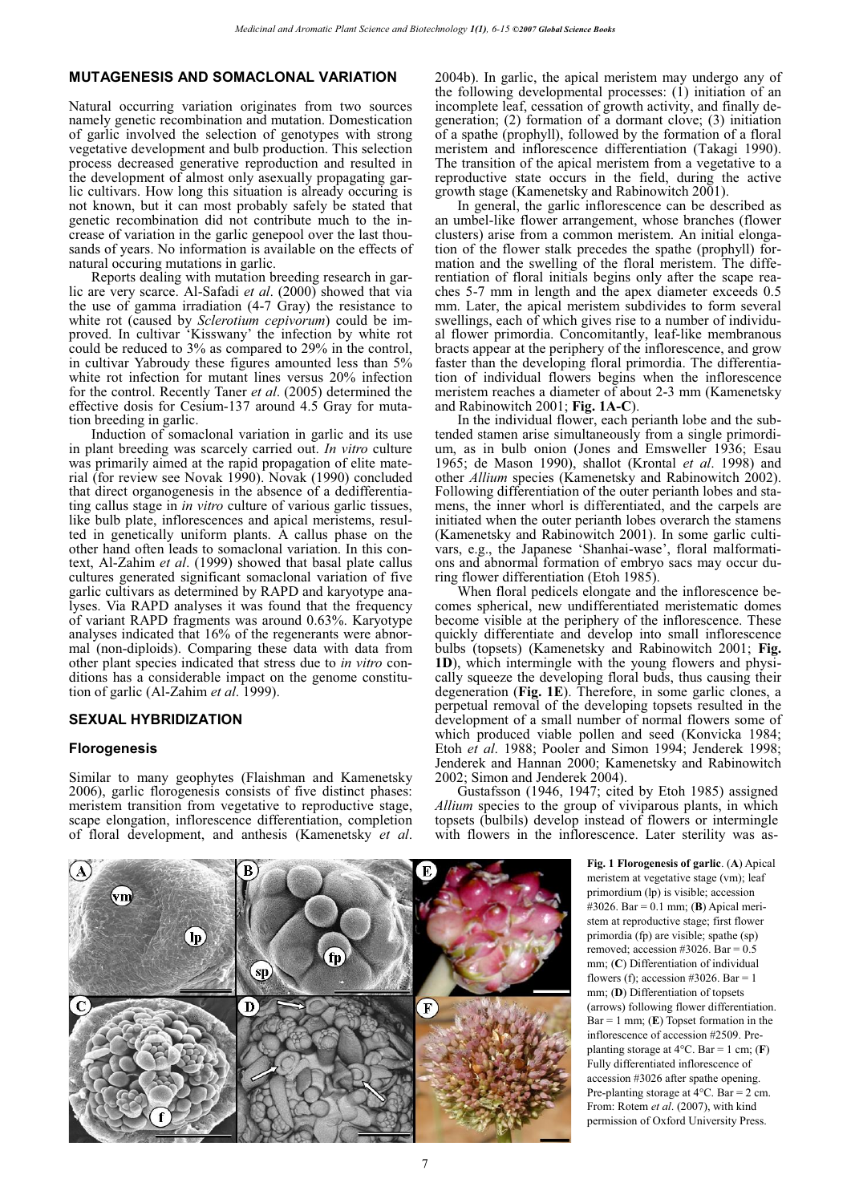## MUTAGENESIS AND SOMACLONAL VARIATION

Natural occurring variation originates from two sources namely genetic recombination and mutation. Domestication of garlic involved the selection of genotypes with strong vegetative development and bulb production. This selection process decreased generative reproduction and resulted in the development of almost only asexually propagating garlic cultivars. How long this situation is already occuring is not known, but it can most probably safely be stated that genetic recombination did not contribute much to the increase of variation in the garlic genepool over the last thousands of years. No information is available on the effects of natural occuring mutations in garlic.

Reports dealing with mutation breeding research in garlic are very scarce. Al-Safadi *et al*. (2000) showed that via the use of gamma irradiation (4-7 Gray) the resistance to white rot (caused by *Sclerotium cepivorum*) could be improved. In cultivar 'Kisswany' the infection by white rot could be reduced to 3% as compared to 29% in the control, in cultivar Yabroudy these figures amounted less than 5% white rot infection for mutant lines versus 20% infection for the control. Recently Taner *et al*. (2005) determined the effective dosis for Cesium-137 around 4.5 Gray for mutation breeding in garlic.

Induction of somaclonal variation in garlic and its use in plant breeding was scarcely carried out. *In vitro* culture was primarily aimed at the rapid propagation of elite material (for review see Novak 1990). Novak (1990) concluded that direct organogenesis in the absence of a dedifferentiating callus stage in *in vitro* culture of various garlic tissues, like bulb plate, inflorescences and apical meristems, resulted in genetically uniform plants. A callus phase on the other hand often leads to somaclonal variation. In this context, Al-Zahim *et al*. (1999) showed that basal plate callus cultures generated significant somaclonal variation of five garlic cultivars as determined by RAPD and karyotype analyses. Via RAPD analyses it was found that the frequency of variant RAPD fragments was around 0.63%. Karyotype analyses indicated that 16% of the regenerants were abnormal (non-diploids). Comparing these data with data from other plant species indicated that stress due to *in vitro* conditions has a considerable impact on the genome constitution of garlic (Al-Zahim *et al*. 1999).

## SEXUAL HYBRIDIZATION

### Florogenesis

Similar to many geophytes (Flaishman and Kamenetsky 2006), garlic florogenesis consists of five distinct phases: meristem transition from vegetative to reproductive stage, scape elongation, inflorescence differentiation, completion of floral development, and anthesis (Kamenetsky *et al*. 2004b). In garlic, the apical meristem may undergo any of the following developmental processes: (1) initiation of an incomplete leaf, cessation of growth activity, and finally degeneration; (2) formation of a dormant clove; (3) initiation of a spathe (prophyll), followed by the formation of a floral meristem and inflorescence differentiation (Takagi 1990). The transition of the apical meristem from a vegetative to a reproductive state occurs in the field, during the active growth stage (Kamenetsky and Rabinowitch 2001).

In general, the garlic inflorescence can be described as an umbel-like flower arrangement, whose branches (flower clusters) arise from a common meristem. An initial elongation of the flower stalk precedes the spathe (prophyll) formation and the swelling of the floral meristem. The differentiation of floral initials begins only after the scape reaches 5-7 mm in length and the apex diameter exceeds 0.5 mm. Later, the apical meristem subdivides to form several swellings, each of which gives rise to a number of individual flower primordia. Concomitantly, leaf-like membranous bracts appear at the periphery of the inflorescence, and grow faster than the developing floral primordia. The differentiation of individual flowers begins when the inflorescence meristem reaches a diameter of about 2-3 mm (Kamenetsky and Rabinowitch 2001; **Fig. 1A-C**).

In the individual flower, each perianth lobe and the subtended stamen arise simultaneously from a single primordium, as in bulb onion (Jones and Emsweller 1936; Esau 1965; de Mason 1990), shallot (Krontal *et al*. 1998) and other *Allium* species (Kamenetsky and Rabinowitch 2002). Following differentiation of the outer perianth lobes and stamens, the inner whorl is differentiated, and the carpels are initiated when the outer perianth lobes overarch the stamens (Kamenetsky and Rabinowitch 2001). In some garlic cultivars, e.g., the Japanese 'Shanhai-wase', floral malformations and abnormal formation of embryo sacs may occur during flower differentiation (Etoh 1985).

When floral pedicels elongate and the inflorescence becomes spherical, new undifferentiated meristematic domes become visible at the periphery of the inflorescence. These quickly differentiate and develop into small inflorescence bulbs (topsets) (Kamenetsky and Rabinowitch 2001; **Fig. 1D**), which intermingle with the young flowers and physically squeeze the developing floral buds, thus causing their degeneration (**Fig. 1E**). Therefore, in some garlic clones, a perpetual removal of the developing topsets resulted in the development of a small number of normal flowers some of which produced viable pollen and seed (Konvicka 1984; Etoh *et al*. 1988; Pooler and Simon 1994; Jenderek 1998; Jenderek and Hannan 2000; Kamenetsky and Rabinowitch 2002; Simon and Jenderek 2004).

Gustafsson (1946, 1947; cited by Etoh 1985) assigned *Allium* species to the group of viviparous plants, in which topsets (bulbils) develop instead of flowers or intermingle with flowers in the inflorescence. Later sterility was as-

**Fig. 1 Florogenesis of garlic**. (**A**) Apical meristem at vegetative stage (vm); leaf primordium (lp) is visible; accession #3026. Bar = 0.1 mm; (**B**) Apical meristem at reproductive stage; first flower primordia (fp) are visible; spathe (sp) removed; accession #3026. Bar = 0.5 mm; (**C**) Differentiation of individual flowers (f); accession #3026. Bar = 1 mm; (**D**) Differentiation of topsets (arrows) following flower differentiation. Bar = 1 mm; (**E**) Topset formation in the inflorescence of accession #2509. Preplanting storage at 4°C. Bar = 1 cm; (**F**) Fully differentiated inflorescence of accession #3026 after spathe opening. Pre-planting storage at 4°C. Bar = 2 cm. From: Rotem *et al*. (2007), with kind permission of Oxford University Press.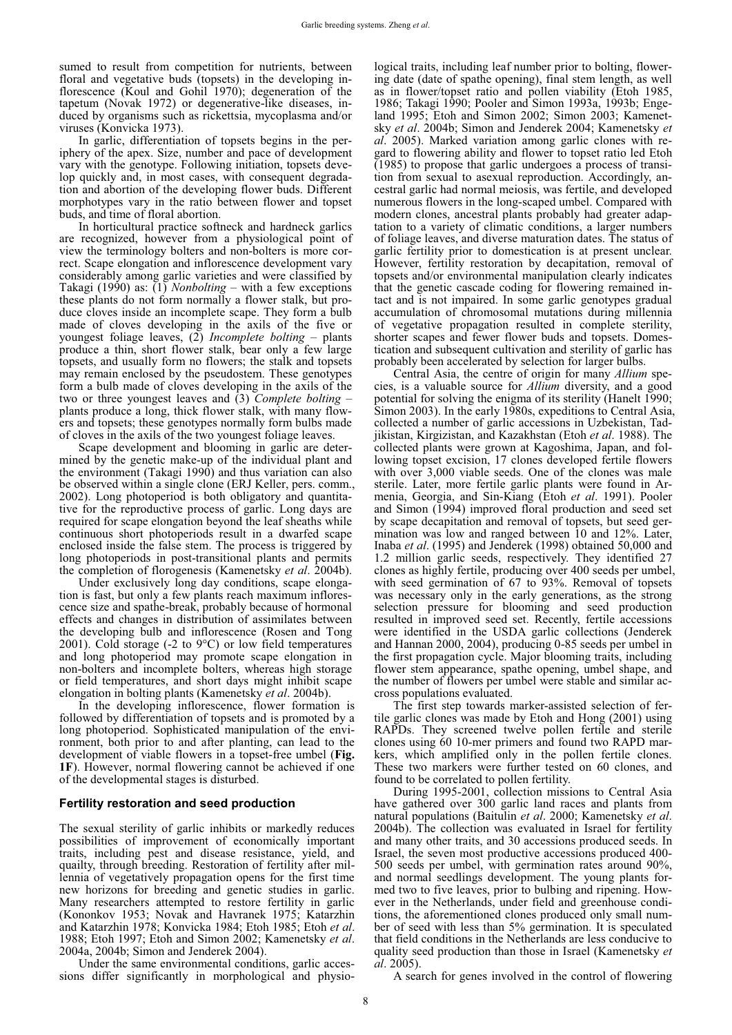sumed to result from competition for nutrients, between floral and vegetative buds (topsets) in the developing inflorescence (Koul and Gohil 1970); degeneration of the tapetum (Novak 1972) or degenerative-like diseases, induced by organisms such as rickettsia, mycoplasma and/or viruses (Konvicka 1973).

In garlic, differentiation of topsets begins in the periphery of the apex. Size, number and pace of development vary with the genotype. Following initiation, topsets develop quickly and, in most cases, with consequent degradation and abortion of the developing flower buds. Different morphotypes vary in the ratio between flower and topset buds, and time of floral abortion.

In horticultural practice softneck and hardneck garlics are recognized, however from a physiological point of view the terminology bolters and non-bolters is more correct. Scape elongation and inflorescence development vary considerably among garlic varieties and were classified by Takagi (1990) as: (1) *Nonbolting* – with a few exceptions these plants do not form normally a flower stalk, but produce cloves inside an incomplete scape. They form a bulb made of cloves developing in the axils of the five or youngest foliage leaves, (2) *Incomplete bolting* – plants produce a thin, short flower stalk, bear only a few large topsets, and usually form no flowers; the stalk and topsets may remain enclosed by the pseudostem. These genotypes form a bulb made of cloves developing in the axils of the two or three youngest leaves and (3) *Complete bolting* – plants produce a long, thick flower stalk, with many flowers and topsets; these genotypes normally form bulbs made of cloves in the axils of the two youngest foliage leaves.

Scape development and blooming in garlic are determined by the genetic make-up of the individual plant and the environment (Takagi 1990) and thus variation can also be observed within a single clone (ERJ Keller, pers. comm., 2002). Long photoperiod is both obligatory and quantitative for the reproductive process of garlic. Long days are required for scape elongation beyond the leaf sheaths while continuous short photoperiods result in a dwarfed scape enclosed inside the false stem. The process is triggered by long photoperiods in post-transitional plants and permits the completion of florogenesis (Kamenetsky *et al*. 2004b).

Under exclusively long day conditions, scape elongation is fast, but only a few plants reach maximum inflorescence size and spathe-break, probably because of hormonal effects and changes in distribution of assimilates between the developing bulb and inflorescence (Rosen and Tong 2001). Cold storage (-2 to 9°C) or low field temperatures and long photoperiod may promote scape elongation in non-bolters and incomplete bolters, whereas high storage or field temperatures, and short days might inhibit scape elongation in bolting plants (Kamenetsky *et al*. 2004b).

In the developing inflorescence, flower formation is followed by differentiation of topsets and is promoted by a long photoperiod. Sophisticated manipulation of the environment, both prior to and after planting, can lead to the development of viable flowers in a topset-free umbel (**Fig. 1F**). However, normal flowering cannot be achieved if one of the developmental stages is disturbed.

## Fertility restoration and seed production

The sexual sterility of garlic inhibits or markedly reduces possibilities of improvement of economically important traits, including pest and disease resistance, yield, and quailty, through breeding. Restoration of fertility after millennia of vegetatively propagation opens for the first time new horizons for breeding and genetic studies in garlic. Many researchers attempted to restore fertility in garlic (Kononkov 1953; Novak and Havranek 1975; Katarzhin and Katarzhin 1978; Konvicka 1984; Etoh 1985; Etoh *et al*. 1988; Etoh 1997; Etoh and Simon 2002; Kamenetsky *et al*. 2004a, 2004b; Simon and Jenderek 2004).

Under the same environmental conditions, garlic accessions differ significantly in morphological and physiological traits, including leaf number prior to bolting, flowering date (date of spathe opening), final stem length, as well as in flower/topset ratio and pollen viability (Etoh 1985, 1986; Takagi 1990; Pooler and Simon 1993a, 1993b; Engeland 1995; Etoh and Simon 2002; Simon 2003; Kamenetsky *et al*. 2004b; Simon and Jenderek 2004; Kamenetsky *et al*. 2005). Marked variation among garlic clones with regard to flowering ability and flower to topset ratio led Etoh (1985) to propose that garlic undergoes a process of transition from sexual to asexual reproduction. Accordingly, ancestral garlic had normal meiosis, was fertile, and developed numerous flowers in the long-scaped umbel. Compared with modern clones, ancestral plants probably had greater adaptation to a variety of climatic conditions, a larger numbers of foliage leaves, and diverse maturation dates. The status of garlic fertility prior to domestication is at present unclear. However, fertility restoration by decapitation, removal of topsets and/or environmental manipulation clearly indicates that the genetic cascade coding for flowering remained intact and is not impaired. In some garlic genotypes gradual accumulation of chromosomal mutations during millennia of vegetative propagation resulted in complete sterility, shorter scapes and fewer flower buds and topsets. Domestication and subsequent cultivation and sterility of garlic has probably been accelerated by selection for larger bulbs.

Central Asia, the centre of origin for many *Allium* species, is a valuable source for *Allium* diversity, and a good potential for solving the enigma of its sterility (Hanelt 1990; Simon 2003). In the early 1980s, expeditions to Central Asia, collected a number of garlic accessions in Uzbekistan, Tadjikistan, Kirgizistan, and Kazakhstan (Etoh *et al*. 1988). The collected plants were grown at Kagoshima, Japan, and following topset excision, 17 clones developed fertile flowers with over 3,000 viable seeds. One of the clones was male sterile. Later, more fertile garlic plants were found in Armenia, Georgia, and Sin-Kiang (Etoh *et al*. 1991). Pooler and Simon (1994) improved floral production and seed set by scape decapitation and removal of topsets, but seed germination was low and ranged between 10 and 12%. Later, Inaba *et al*. (1995) and Jenderek (1998) obtained 50,000 and 1.2 million garlic seeds, respectively. They identified 27 clones as highly fertile, producing over 400 seeds per umbel, with seed germination of 67 to 93%. Removal of topsets was necessary only in the early generations, as the strong selection pressure for blooming and seed production resulted in improved seed set. Recently, fertile accessions were identified in the USDA garlic collections (Jenderek and Hannan 2000, 2004), producing 0-85 seeds per umbel in the first propagation cycle. Major blooming traits, including flower stem appearance, spathe opening, umbel shape, and the number of flowers per umbel were stable and similar across populations evaluated.

The first step towards marker-assisted selection of fertile garlic clones was made by Etoh and Hong (2001) using RAPDs. They screened twelve pollen fertile and sterile clones using 60 10-mer primers and found two RAPD markers, which amplified only in the pollen fertile clones. These two markers were further tested on 60 clones, and found to be correlated to pollen fertility.

During 1995-2001, collection missions to Central Asia have gathered over 300 garlic land races and plants from natural populations (Baitulin *et al*. 2000; Kamenetsky *et al*. 2004b). The collection was evaluated in Israel for fertility and many other traits, and 30 accessions produced seeds. In Israel, the seven most productive accessions produced 400-500 seeds per umbel, with germination rates around 90%, and normal seedlings development. The young plants formed two to five leaves, prior to bulbing and ripening. However in the Netherlands, under field and greenhouse conditions, the aforementioned clones produced only small number of seed with less than 5% germination. It is speculated that field conditions in the Netherlands are less conducive to quality seed production than those in Israel (Kamenetsky *et al*. 2005).

A search for genes involved in the control of flowering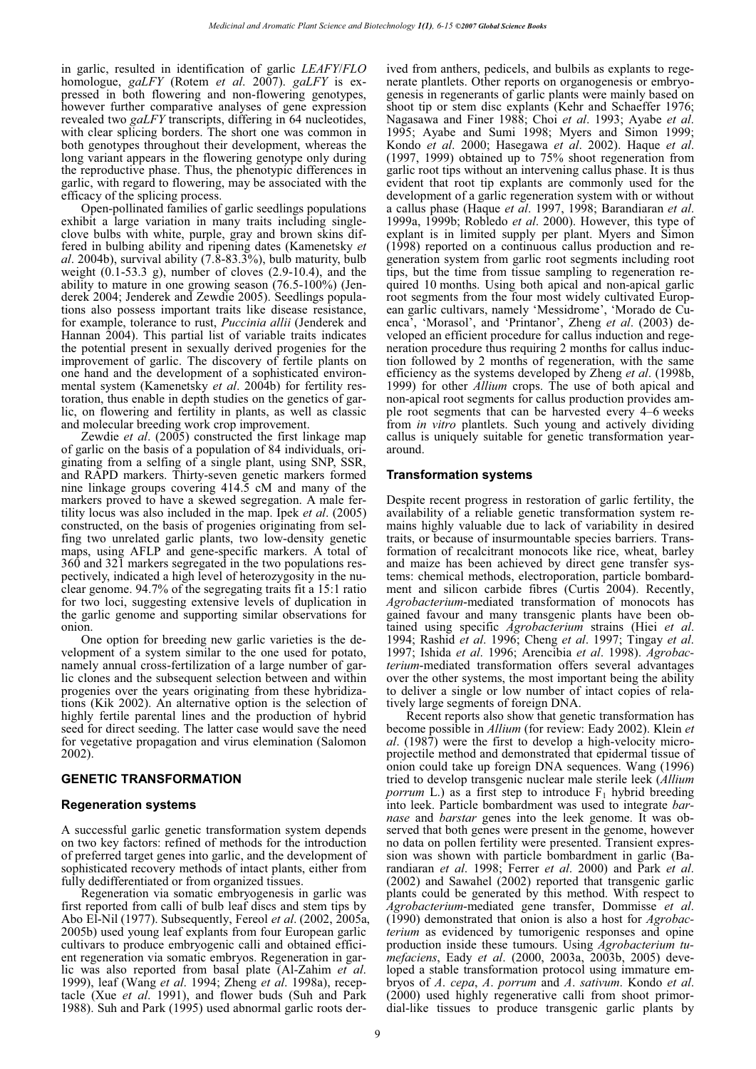in garlic, resulted in identification of garlic *LEAFY*/*FLO* homologue, *gaLFY* (Rotem *et al*. 2007). *gaLFY* is expressed in both flowering and non-flowering genotypes, however further comparative analyses of gene expression revealed two *gaLFY* transcripts, differing in 64 nucleotides, with clear splicing borders. The short one was common in both genotypes throughout their development, whereas the long variant appears in the flowering genotype only during the reproductive phase. Thus, the phenotypic differences in garlic, with regard to flowering, may be associated with the efficacy of the splicing process.

Open-pollinated families of garlic seedlings populations exhibit a large variation in many traits including single-clove bulbs with white, purple, gray and brown skins differed in bulbing ability and ripening dates (Kamenetsky *et al*. 2004b), survival ability (7.8-83.3%), bulb maturity, bulb weight (0.1-53.3 g), number of cloves (2.9-10.4), and the ability to mature in one growing season (76.5-100%) (Jenderek 2004; Jenderek and Zewdie 2005). Seedlings populations also possess important traits like disease resistance, for example, tolerance to rust, *Puccinia allii* (Jenderek and Hannan 2004). This partial list of variable traits indicates the potential present in sexually derived progenies for the improvement of garlic. The discovery of fertile plants on one hand and the development of a sophisticated environmental system (Kamenetsky *et al*. 2004b) for fertility restoration, thus enable in depth studies on the genetics of garlic, on flowering and fertility in plants, as well as classic and molecular breeding work crop improvement.

Zewdie *et al*. (2005) constructed the first linkage map of garlic on the basis of a population of 84 individuals, originating from a selfing of a single plant, using SNP, SSR, and RAPD markers. Thirty-seven genetic markers formed nine linkage groups covering 414.5 cM and many of the markers proved to have a skewed segregation. A male fertility locus was also included in the map. Ipek *et al*. (2005) constructed, on the basis of progenies originating from selfing two unrelated garlic plants, two low-density genetic maps, using AFLP and gene-specific markers. A total of 360 and 321 markers segregated in the two populations respectively, indicated a high level of heterozygosity in the nuclear genome. 94.7% of the segregating traits fit a 15:1 ratio for two loci, suggesting extensive levels of duplication in the garlic genome and supporting similar observations for onion.

One option for breeding new garlic varieties is the development of a system similar to the one used for potato, namely annual cross-fertilization of a large number of garlic clones and the subsequent selection between and within progenies over the years originating from these hybridizations (Kik 2002). An alternative option is the selection of highly fertile parental lines and the production of hybrid seed for direct seeding. The latter case would save the need for vegetative propagation and virus elemination (Salomon 2002).

## GENETIC TRANSFORMATION

### Regeneration systems

A successful garlic genetic transformation system depends on two key factors: refined of methods for the introduction of preferred target genes into garlic, and the development of sophisticated recovery methods of intact plants, either from fully dedifferentiated or from organized tissues.

Regeneration via somatic embryogenesis in garlic was first reported from calli of bulb leaf discs and stem tips by Abo El-Nil (1977). Subsequently, Fereol *et al*. (2002, 2005a, 2005b) used young leaf explants from four European garlic cultivars to produce embryogenic calli and obtained efficient regeneration via somatic embryos. Regeneration in garlic was also reported from basal plate (Al-Zahim *et al*. 1999), leaf (Wang *et al*. 1994; Zheng *et al*. 1998a), receptacle (Xue *et al*. 1991), and flower buds (Suh and Park 1988). Suh and Park (1995) used abnormal garlic roots derived from anthers, pedicels, and bulbils as explants to regenerate plantlets. Other reports on organogenesis or embryogenesis in regenerants of garlic plants were mainly based on shoot tip or stem disc explants (Kehr and Schaeffer 1976; Nagasawa and Finer 1988; Choi *et al*. 1993; Ayabe *et al*. 1995; Ayabe and Sumi 1998; Myers and Simon 1999; Kondo *et al*. 2000; Hasegawa *et al*. 2002). Haque *et al*. (1997, 1999) obtained up to 75% shoot regeneration from garlic root tips without an intervening callus phase. It is thus evident that root tip explants are commonly used for the development of a garlic regeneration system with or without a callus phase (Haque *et al*. 1997, 1998; Barandiaran *et al*. 1999a, 1999b; Robledo *et al*. 2000). However, this type of explant is in limited supply per plant. Myers and Simon (1998) reported on a continuous callus production and regeneration system from garlic root segments including root tips, but the time from tissue sampling to regeneration required 10 months. Using both apical and non-apical garlic root segments from the four most widely cultivated European garlic cultivars, namely 'Messidrome', 'Morado de Cuenca', 'Morasol', and 'Printanor', Zheng *et al*. (2003) developed an efficient procedure for callus induction and regeneration procedure thus requiring 2 months for callus induction followed by 2 months of regeneration, with the same efficiency as the systems developed by Zheng *et al*. (1998b, 1999) for other *Allium* crops. The use of both apical and non-apical root segments for callus production provides ample root segments that can be harvested every 4–6 weeks from *in vitro* plantlets. Such young and actively dividing callus is uniquely suitable for genetic transformation year-around.

### Transformation systems

Despite recent progress in restoration of garlic fertility, the availability of a reliable genetic transformation system remains highly valuable due to lack of variability in desired traits, or because of insurmountable species barriers. Transformation of recalcitrant monocots like rice, wheat, barley and maize has been achieved by direct gene transfer systems: chemical methods, electroporation, particle bombardment and silicon carbide fibres (Curtis 2004). Recently, *Agrobacterium*-mediated transformation of monocots has gained favour and many transgenic plants have been obtained using specific *Agrobacterium* strains (Hiei *et al*. 1994; Rashid *et al*. 1996; Cheng *et al*. 1997; Tingay *et al*. 1997; Ishida *et al*. 1996; Arencibia *et al*. 1998). *Agrobacterium*-mediated transformation offers several advantages over the other systems, the most important being the ability to deliver a single or low number of intact copies of relatively large segments of foreign DNA.

Recent reports also show that genetic transformation has become possible in *Allium* (for review: Eady 2002). Klein *et al*. (1987) were the first to develop a high-velocity microprojectile method and demonstrated that epidermal tissue of onion could take up foreign DNA sequences. Wang (1996) tried to develop transgenic nuclear male sterile leek (*Allium porrum* L.) as a first step to introduce $F_1$ hybrid breeding into leek. Particle bombardment was used to integrate *barnase* and *barstar* genes into the leek genome. It was observed that both genes were present in the genome, however no data on pollen fertility were presented. Transient expression was shown with particle bombardment in garlic (Barandiaran *et al*. 1998; Ferrer *et al*. 2000) and Park *et al*. (2002) and Sawahel (2002) reported that transgenic garlic plants could be generated by this method. With respect to *Agrobacterium*-mediated gene transfer, Dommisse *et al*. (1990) demonstrated that onion is also a host for *Agrobacterium* as evidenced by tumorigenic responses and opine production inside these tumours. Using *Agrobacterium tumefaciens*, Eady *et al*. (2000, 2003a, 2003b, 2005) developed a stable transformation protocol using immature embryos of *A*. *cepa*, *A*. *porrum* and *A*. *sativum*. Kondo *et al*. (2000) used highly regenerative calli from shoot primordial-like tissues to produce transgenic garlic plants by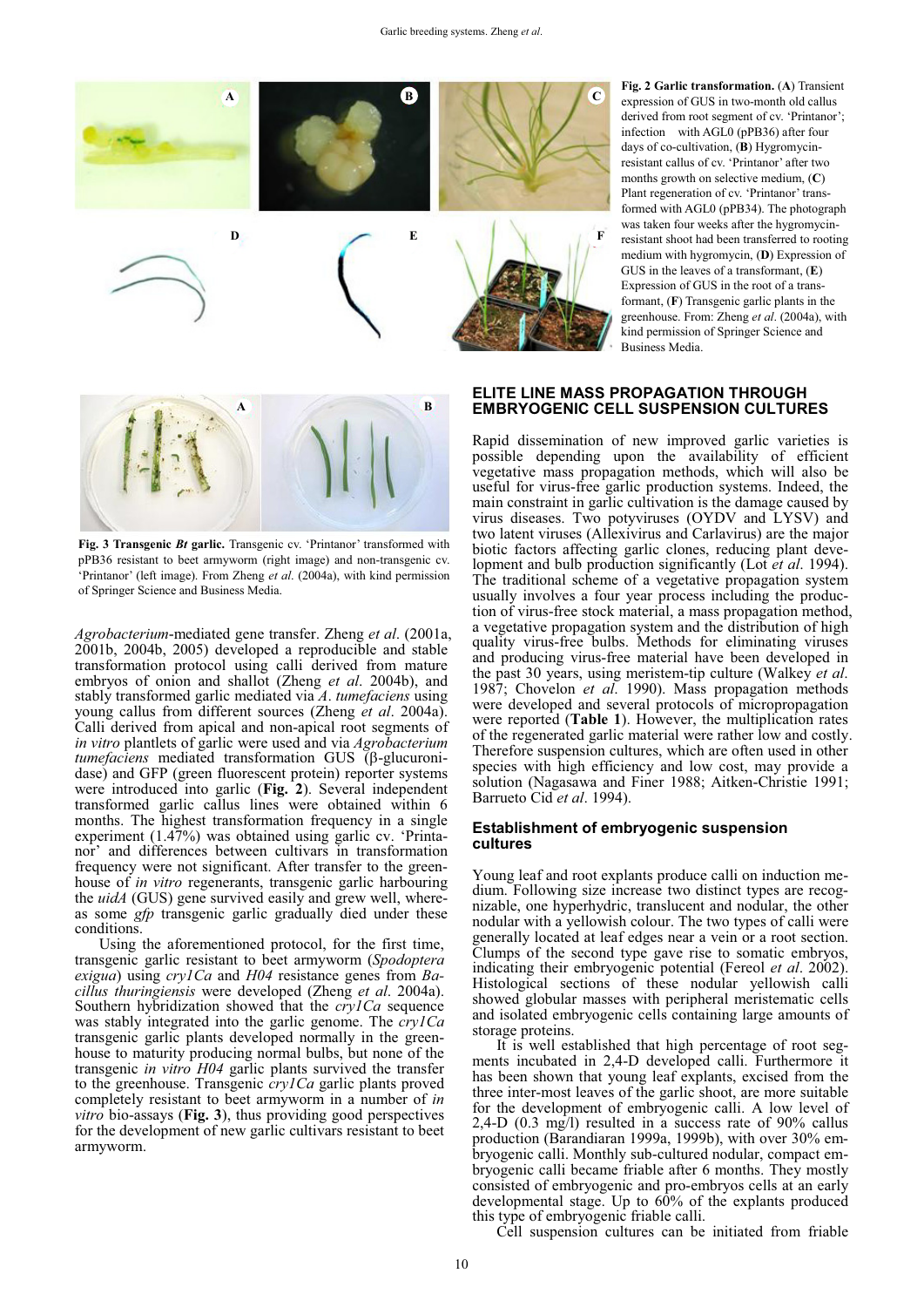**Fig. 2 Garlic transformation.** (**A**) Transient expression of GUS in two-month old callus derived from root segment of cv. 'Printanor'; infection with AGL0 (pPB36) after four days of co-cultivation, (**B**) Hygromycin-resistant callus of cv. 'Printanor' after two months growth on selective medium, (**C**) Plant regeneration of cv. 'Printanor' transformed with AGL0 (pPB34). The photograph was taken four weeks after the hygromycin-resistant shoot had been transferred to rooting medium with hygromycin, (**D**) Expression of GUS in the leaves of a transformant, (**E**) Expression of GUS in the root of a transformant, (**F**) Transgenic garlic plants in the greenhouse. From: Zheng *et al*. (2004a), with kind permission of Springer Science and Business Media.

**Fig. 3 Transgenic *Bt* garlic.** Transgenic cv. 'Printanor' transformed with pPB36 resistant to beet armyworm (right image) and non-transgenic cv. 'Printanor' (left image). From Zheng *et al*. (2004a), with kind permission of Springer Science and Business Media.

*Agrobacterium*-mediated gene transfer. Zheng *et al*. (2001a, 2001b, 2004b, 2005) developed a reproducible and stable transformation protocol using calli derived from mature embryos of onion and shallot (Zheng *et al*. 2004b), and stably transformed garlic mediated via *A. tumefaciens* using young callus from different sources (Zheng *et al*. 2004a). Calli derived from apical and non-apical root segments of *in vitro* plantlets of garlic were used and via *Agrobacterium tumefaciens* mediated transformation GUS (β-glucuronidase) and GFP (green fluorescent protein) reporter systems were introduced into garlic (**Fig. 2**). Several independent transformed garlic callus lines were obtained within 6 months. The highest transformation frequency in a single experiment (1.47%) was obtained using garlic cv. 'Printanor' and differences between cultivars in transformation frequency were not significant. After transfer to the greenhouse of *in vitro* regenerants, transgenic garlic harbouring the *uidA* (GUS) gene survived easily and grew well, whereas some *gfp* transgenic garlic gradually died under these conditions.

Using the aforementioned protocol, for the first time, transgenic garlic resistant to beet armyworm (*Spodoptera exigua*) using *cry1Ca* and *H04* resistance genes from *Bacillus thuringiensis* were developed (Zheng *et al*. 2004a). Southern hybridization showed that the *cry1Ca* sequence was stably integrated into the garlic genome. The *cry1Ca* transgenic garlic plants developed normally in the greenhouse to maturity producing normal bulbs, but none of the transgenic *in vitro H04* garlic plants survived the transfer to the greenhouse. Transgenic *cry1Ca* garlic plants proved completely resistant to beet armyworm in a number of *in vitro* bio-assays (**Fig. 3**), thus providing good perspectives for the development of new garlic cultivars resistant to beet armyworm.

## ELITE LINE MASS PROPAGATION THROUGH EMBRYOGENIC CELL SUSPENSION CULTURES

Rapid dissemination of new improved garlic varieties is possible depending upon the availability of efficient vegetative mass propagation methods, which will also be useful for virus-free garlic production systems. Indeed, the main constraint in garlic cultivation is the damage caused by virus diseases. Two potyviruses (OYDV and LYSV) and two latent viruses (Allexivirus and Carlavirus) are the major biotic factors affecting garlic clones, reducing plant development and bulb production significantly (Lot *et al*. 1994). The traditional scheme of a vegetative propagation system usually involves a four year process including the production of virus-free stock material, a mass propagation method, a vegetative propagation system and the distribution of high quality virus-free bulbs. Methods for eliminating viruses and producing virus-free material have been developed in the past 30 years, using meristem-tip culture (Walkey *et al*. 1987; Chovelon *et al*. 1990). Mass propagation methods were developed and several protocols of micropropagation were reported (**Table 1**). However, the multiplication rates of the regenerated garlic material were rather low and costly. Therefore suspension cultures, which are often used in other species with high efficiency and low cost, may provide a solution (Nagasawa and Finer 1988; Aitken-Christie 1991; Barrueto Cid *et al*. 1994).

### Establishment of embryogenic suspension cultures

Young leaf and root explants produce calli on induction medium. Following size increase two distinct types are recognizable, one hyperhydric, translucent and nodular, the other nodular with a yellowish colour. The two types of calli were generally located at leaf edges near a vein or a root section. Clumps of the second type gave rise to somatic embryos, indicating their embryogenic potential (Fereol *et al*. 2002). Histological sections of these nodular yellowish calli showed globular masses with peripheral meristematic cells and isolated embryogenic cells containing large amounts of storage proteins.

It is well established that high percentage of root segments incubated in 2,4-D developed calli. Furthermore it has been shown that young leaf explants, excised from the three inter-most leaves of the garlic shoot, are more suitable for the development of embryogenic calli. A low level of 2,4-D (0.3 mg/l) resulted in a success rate of 90% callus production (Barandiaran 1999a, 1999b), with over 30% embryogenic calli. Monthly sub-cultured nodular, compact embryogenic calli became friable after 6 months. They mostly consisted of embryogenic and pro-embryos cells at an early developmental stage. Up to 60% of the explants produced this type of embryogenic friable calli.

Cell suspension cultures can be initiated from friable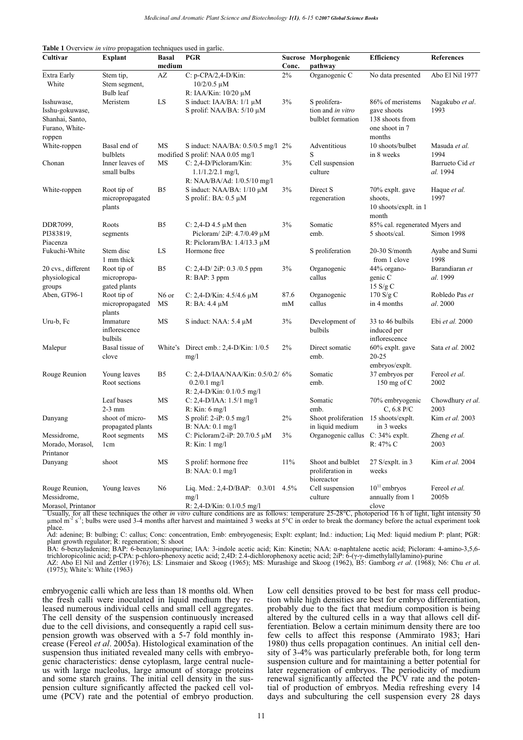**Table 1** Overview *in vitro* propagation techniques used in garlic.

| Cultivar | Explant | Basal medium | PGR | Sucrose Conc. | Morphogenic pathway | Efficiency | References |
|---|---|---|---|---|---|---|---|
| Extra Early White | Stem tip, Stem segment, Bulb leaf | AZ | C: p-CPA/2,4-D/Kin: 10/2/0.5 µM R: IAA/Kin: 10/20 µM | 2% | Organogenic C | No data presented | Abo El Nil 1977 |
| Isshuwase, Isshu-gokuwase, Shanhai, Santo, Furano, White-roppen | Meristem | LS | S induct: IAA/BA: 1/1 µM S prolif: NAA/BA: 5/10 µM | 3% | S proliferation and *in vitro* bulblet formation | 86% of meristems gave shoots 138 shoots from one shoot in 7 months | Nagakubo *et al*. 1993 |
| White-roppen | Basal end of bulblets | MS modified | S induct: NAA/BA: 0.5/0.5 mg/l S prolif: NAA 0.05 mg/l | 2% | Adventitious S | 10 shoots/bulbet in 8 weeks | Masuda *et al.* 1994 |
| Chonan | Inner leaves of small bulbs | MS | C: 2,4-D/Picloram/Kin: 1.1/1.2/2.1 mg/l, R: NAA/BA/Ad: 1/0.5/10 mg/l | 3% | Cell suspension culture | | Barrueto Cid *et al.* 1994 |
| White-roppen | Root tip of micropropagated plants | B5 | S induct: NAA/BA: 1/10 µM S prolif.: BA: 0.5 µM | 3% | Direct S regeneration | 70% explt. gave shoots, 10 shoots/explt. in 1 month | Haque *et al.* 1997 |
| DDR7099, PI383819, Piacenza | Roots segments | B5 | C: 2,4-D 4.5 µM then Picloram/ 2iP: 4.7/0.49 µM R: Picloram/BA: 1.4/13.3 µM | 3% | Somatic emb. | 85% cal. regenerated 5 shoots/cal. | Myers and Simon 1998 |
| Fukuchi-White | Stem disc 1 mm thick | LS | Hormone free | | S proliferation | 20-30 S/month from 1 clove | Ayabe and Sumi 1998 |
| 20 cvs., different physiological groups | Root tip of micropropagated plants | B5 | C: 2,4-D/ 2iP: 0.3 /0.5 ppm R: BAP: 3 ppm | 3% | Organogenic callus | 44% organogenic C 15 S/g C | Barandiaran *et al*. 1999 |
| Aben, GT96-1 | Root tip of micropropagated plants | N6 or MS | C: 2,4-D/Kin: 4.5/4.6 µM R: BA: 4.4 µM | 87.6 mM | Organogenic callus | 170 S/g C in 4 months | Robledo Pas *et al*. 2000 |
| Uru-b, Fc | Immature inflorescence bulbils | MS | S induct: NAA: 5.4 µM | 3% | Development of bulbils | 33 to 46 bulbils induced per inflorescence | Ebi *et al.* 2000 |
| Malepur | Basal tissue of clove | White's | Direct emb.: 2,4-D/Kin: 1/0.5 mg/l | 2% | Direct somatic emb. | 60% explt. gave 20-25 embryos/explt. | Sata *et al.* 2002 |
| Rouge Reunion | Young leaves Root sections | B5 | C: 2,4-D/IAA/NAA/Kin: 0.5/0.2/0.2/0.1 mg/l R: 2,4-D/Kin: 0.1/0.5 mg/l | 6% | Somatic emb. | 37 embryos per 150 mg of C | Fereol *et al*. 2002 |
| | Leaf bases 2-3 mm | MS | C: 2,4-D/IAA: 1.5/1 mg/l R: Kin: 6 mg/l | | Somatic emb. | 70% embryogenic C, 6.8 P/C | Chowdhury *et al.* 2003 |
| Danyang | shoot of micropropagated plants | MS | S prolif: 2-iP: 0.5 mg/l B: NAA: 0.1 mg/l | 2% | Shoot proliferation in liquid medium | 15 shoots/explt. in 3 weeks | Kim *et al.* 2003 |
| Messidrome, Morado, Morasol, Printanor | Root segments 1cm | MS | C: Picloram/2-iP: 20.7/0.5 µM R: Kin: 1 mg/l | 3% | Organogenic callus | C: 34% explt. R: 47% C | Zheng *et al.* 2003 |
| Danyang | shoot | MS | S prolif: hormone free B: NAA: 0.1 mg/l | 11% | Shoot and bulblet proliferation in bioreactor | 27 S/explt. in 3 weeks | Kim *et al.* 2004 |
| Rouge Reunion, Messidrome, Morasol, Printanor | Young leaves | N6 | Liq. Med.: 2,4-D/BAP: 0.3/01 mg/l R: 2,4-D/Kin: 0.1/0.5 mg/l | 4.5% | Cell suspension culture | $10^{11}$ embryos annually from 1 clove | Fereol *et al.* 2005b |

Usually, for all these techniques the other *in vitro* culture conditions are as follows: temperature 25-28°C, photoperiod 16 h of light, light intensity 50 µmol m$^{-2}$ s$^{-1}$; bulbs were used 3-4 months after harvest and maintained 3 weeks at 5°C in order to break the dormancy before the actual experiment took place.

Ad: adenine; B: bulbing; C: callus; Conc: concentration, Emb: embryogenesis; Explt: explant; Ind.: induction; Liq Med: liquid medium P: plant; PGR: plant growth regulator; R: regeneration; S: shoot

BA: 6-benzyladenine; BAP: 6-benzylaminopurine; IAA: 3-indole acetic acid; Kin: Kinetin; NAA: α-naphtalene acetic acid; Picloram: 4-amino-3,5,6-trichloropicolinic acid; p-CPA: p-chloro-phenoxy acetic acid; 2,4D: 2.4-dichlorophenoxy acetic acid; 2iP: 6-(γ-γ-dimethylallylamino)-purine

AZ: Abo El Nil and Zettler (1976); LS: Linsmaier and Skoog (1965); MS: Murashige and Skoog (1962), B5: Gamborg *et al*. (1968); N6: Chu *et a*l. (1975); White's: White (1963)

embryogenic calli which are less than 18 months old. When the fresh calli were inoculated in liquid medium they released numerous individual cells and small cell aggregates. The cell density of the suspension continuously increased due to the cell divisions, and consequently a rapid cell suspension growth was observed with a 5-7 fold monthly increase (Fereol *et al*. 2005a). Histological examination of the suspension thus initiated revealed many cells with embryogenic characteristics: dense cytoplasm, large central nucleus with large nucleolus, large amount of storage proteins and some starch grains. The initial cell density in the suspension culture significantly affected the packed cell volume (PCV) rate and the potential of embryo production. Low cell densities proved to be best for mass cell production while high densities are best for embryo differentiation, probably due to the fact that medium composition is being altered by the cultured cells in a way that allows cell differentiation. Below a certain minimum density there are too few cells to affect this response (Ammirato 1983; Hari 1980) thus cells propagation continues. An initial cell density of 3-4% was particularly preferable both, for long term suspension culture and for maintaining a better potential for later regeneration of embryos. The periodicity of medium renewal significantly affected the PCV rate and the potential of production of embryos. Media refreshing every 14 days and subculturing the cell suspension every 28 days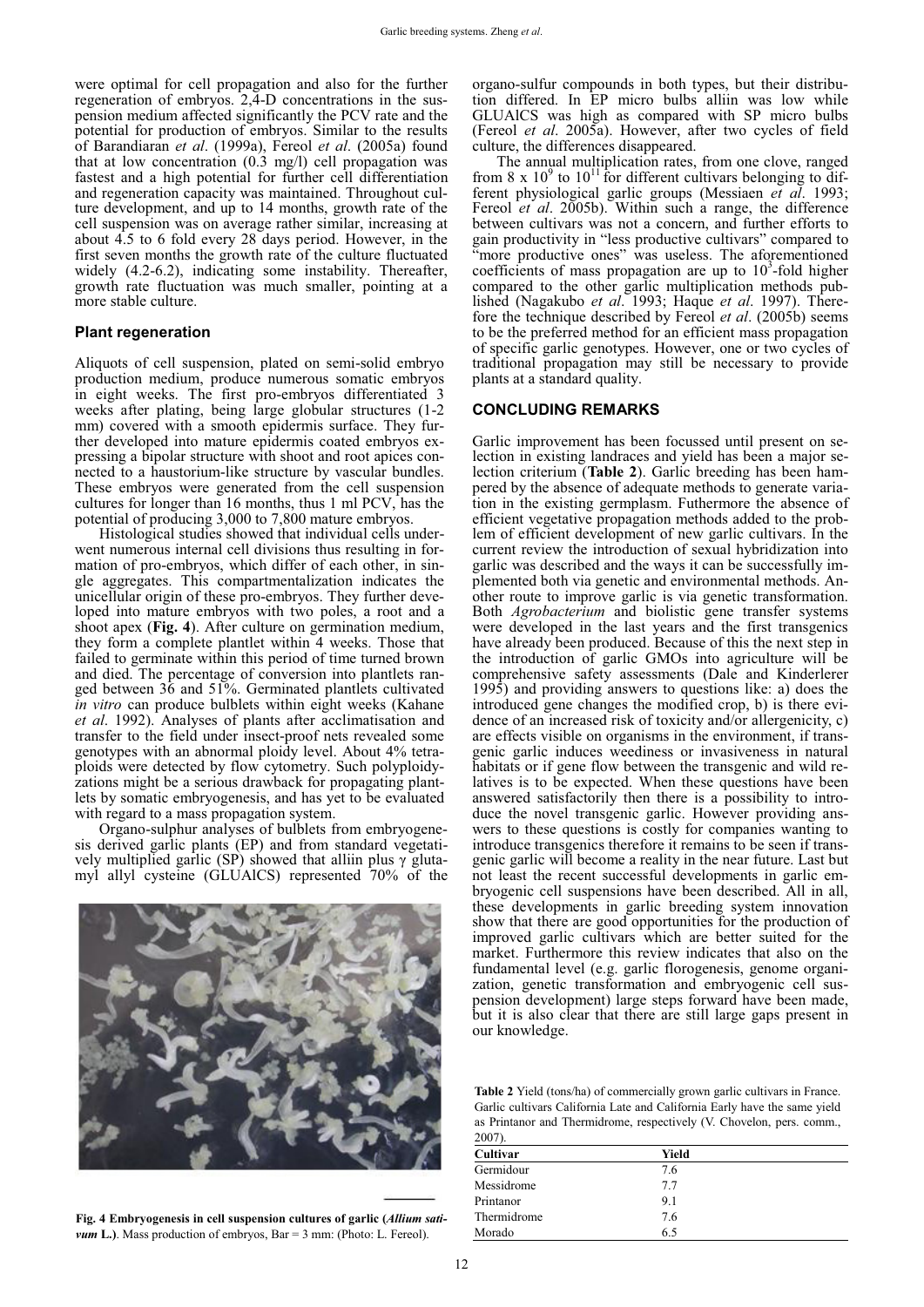were optimal for cell propagation and also for the further regeneration of embryos. 2,4-D concentrations in the suspension medium affected significantly the PCV rate and the potential for production of embryos. Similar to the results of Barandiaran *et al*. (1999a), Fereol *et al*. (2005a) found that at low concentration (0.3 mg/l) cell propagation was fastest and a high potential for further cell differentiation and regeneration capacity was maintained. Throughout culture development, and up to 14 months, growth rate of the cell suspension was on average rather similar, increasing at about 4.5 to 6 fold every 28 days period. However, in the first seven months the growth rate of the culture fluctuated widely (4.2-6.2), indicating some instability. Thereafter, growth rate fluctuation was much smaller, pointing at a more stable culture.

## Plant regeneration

Aliquots of cell suspension, plated on semi-solid embryo production medium, produce numerous somatic embryos in eight weeks. The first pro-embryos differentiated 3 weeks after plating, being large globular structures (1-2 mm) covered with a smooth epidermis surface. They further developed into mature epidermis coated embryos expressing a bipolar structure with shoot and root apices connected to a haustorium-like structure by vascular bundles. These embryos were generated from the cell suspension cultures for longer than 16 months, thus 1 ml PCV, has the potential of producing 3,000 to 7,800 mature embryos.

Histological studies showed that individual cells underwent numerous internal cell divisions thus resulting in formation of pro-embryos, which differ of each other, in single aggregates. This compartmentalization indicates the unicellular origin of these pro-embryos. They further developed into mature embryos with two poles, a root and a shoot apex (**Fig. 4**). After culture on germination medium, they form a complete plantlet within 4 weeks. Those that failed to germinate within this period of time turned brown and died. The percentage of conversion into plantlets ranged between 36 and 51%. Germinated plantlets cultivated *in vitro* can produce bulblets within eight weeks (Kahane *et al*. 1992). Analyses of plants after acclimatisation and transfer to the field under insect-proof nets revealed some genotypes with an abnormal ploidy level. About 4% tetraploids were detected by flow cytometry. Such polyploidyzations might be a serious drawback for propagating plantlets by somatic embryogenesis, and has yet to be evaluated with regard to a mass propagation system.

Organo-sulphur analyses of bulblets from embryogenesis derived garlic plants (EP) and from standard vegetatively multiplied garlic (SP) showed that alliin plus γ glutamyl allyl cysteine (GLUAlCS) represented 70% of the organo-sulfur compounds in both types, but their distribution differed. In EP micro bulbs alliin was low while GLUAlCS was high as compared with SP micro bulbs (Fereol *et al*. 2005a). However, after two cycles of field culture, the differences disappeared.

**Fig. 4 Embryogenesis in cell suspension cultures of garlic (*Allium sativum* L.)**. Mass production of embryos, Bar = 3 mm: (Photo: L. Fereol).

The annual multiplication rates, from one clove, ranged from $8 \times 10^9$ to $10^{11}$ for different cultivars belonging to different physiological garlic groups (Messiaen *et al*. 1993; Fereol *et al*. 2005b). Within such a range, the difference between cultivars was not a concern, and further efforts to gain productivity in "less productive cultivars" compared to "more productive ones" was useless. The aforementioned coefficients of mass propagation are up to $10^3$-fold higher compared to the other garlic multiplication methods published (Nagakubo *et al*. 1993; Haque *et al*. 1997). Therefore the technique described by Fereol *et al*. (2005b) seems to be the preferred method for an efficient mass propagation of specific garlic genotypes. However, one or two cycles of traditional propagation may still be necessary to provide plants at a standard quality.

## CONCLUDING REMARKS

Garlic improvement has been focussed until present on selection in existing landraces and yield has been a major selection criterium (**Table 2**). Garlic breeding has been hampered by the absence of adequate methods to generate variation in the existing germplasm. Futhermore the absence of efficient vegetative propagation methods added to the problem of efficient development of new garlic cultivars. In the current review the introduction of sexual hybridization into garlic was described and the ways it can be successfully implemented both via genetic and environmental methods. Another route to improve garlic is via genetic transformation. Both *Agrobacterium* and biolistic gene transfer systems were developed in the last years and the first transgenics have already been produced. Because of this the next step in the introduction of garlic GMOs into agriculture will be comprehensive safety assessments (Dale and Kinderlerer 1995) and providing answers to questions like: a) does the introduced gene changes the modified crop, b) is there evidence of an increased risk of toxicity and/or allergenicity, c) are effects visible on organisms in the environment, if transgenic garlic induces weediness or invasiveness in natural habitats or if gene flow between the transgenic and wild relatives is to be expected. When these questions have been answered satisfactorily then there is a possibility to introduce the novel transgenic garlic. However providing answers to these questions is costly for companies wanting to introduce transgenics therefore it remains to be seen if transgenic garlic will become a reality in the near future. Last but not least the recent successful developments in garlic embryogenic cell suspensions have been described. All in all, these developments in garlic breeding system innovation show that there are good opportunities for the production of improved garlic cultivars which are better suited for the market. Furthermore this review indicates that also on the fundamental level (e.g. garlic florogenesis, genome organization, genetic transformation and embryogenic cell suspension development) large steps forward have been made, but it is also clear that there are still large gaps present in our knowledge.

**Table 2** Yield (tons/ha) of commercially grown garlic cultivars in France. Garlic cultivars California Late and California Early have the same yield as Printanor and Thermidrome, respectively (V. Chovelon, pers. comm., 2007).

| Cultivar | Yield |
|---|---|
| Germidour | 7.6 |
| Messidrome | 7.7 |
| Printanor | 9.1 |
| Thermidrome | 7.6 |
| Morado | 6.5 |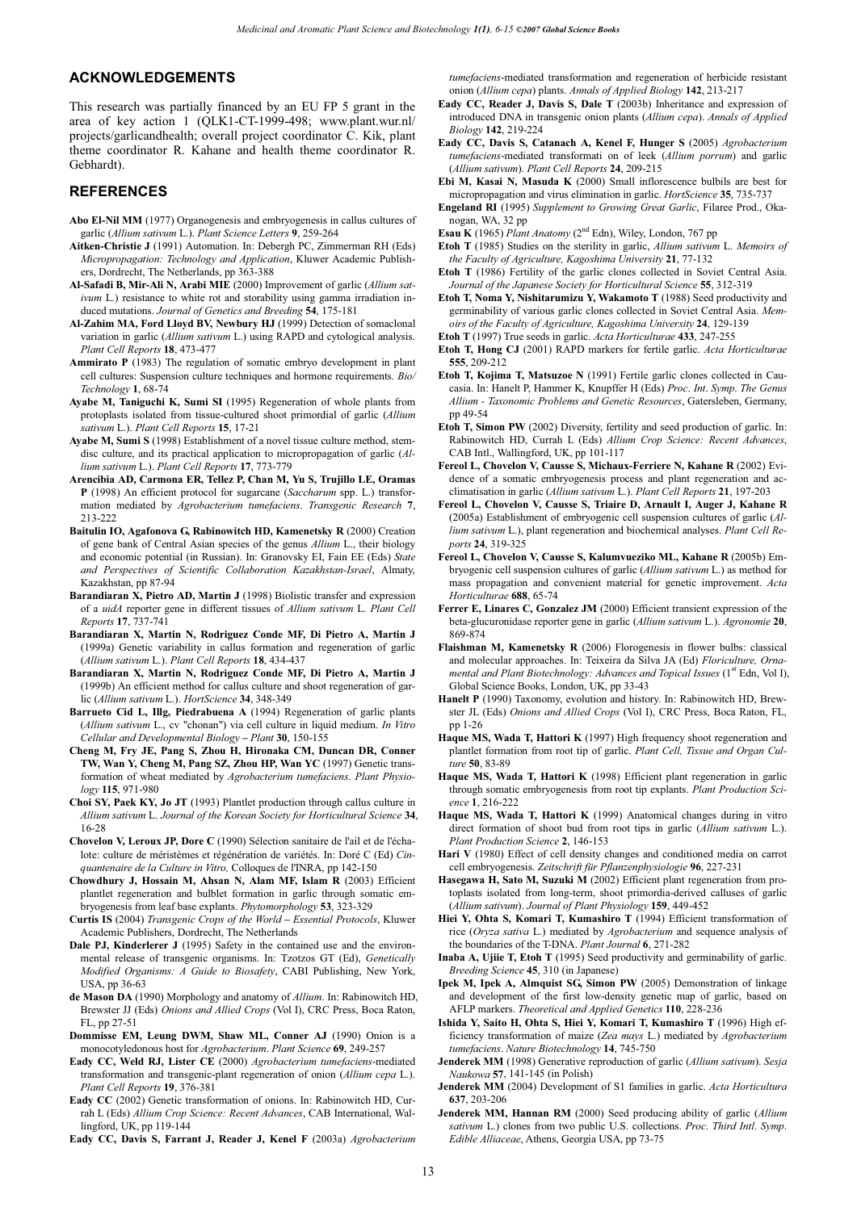## ACKNOWLEDGEMENTS

This research was partially financed by an EU FP 5 grant in the area of key action 1 (QLK1-CT-1999-498; www.plant.wur.nl/projects/garlicandhealth; overall project coordinator C. Kik, plant theme coordinator R. Kahane and health theme coordinator R. Gebhardt).

## REFERENCES

**Abo El-Nil MM** (1977) Organogenesis and embryogenesis in callus cultures of garlic (*Allium sativum* L.). *Plant Science Letters* **9**, 259-264

**Aitken-Christie J** (1991) Automation. In: Debergh PC, Zimmerman RH (Eds) *Micropropagation: Technology and Application*, Kluwer Academic Publishers, Dordrecht, The Netherlands, pp 363-388

**Al-Safadi B, Mir-Ali N, Arabi MIE** (2000) Improvement of garlic (*Allium sativum* L.) resistance to white rot and storability using gamma irradiation induced mutations. *Journal of Genetics and Breeding* **54**, 175-181

**Al-Zahim MA, Ford Lloyd BV, Newbury HJ** (1999) Detection of somaclonal variation in garlic (*Allium sativum* L.) using RAPD and cytological analysis. *Plant Cell Reports* **18**, 473-477

**Ammirato P** (1983) The regulation of somatic embryo development in plant cell cultures: Suspension culture techniques and hormone requirements. *Bio/Technology* **1**, 68-74

**Ayabe M, Taniguchi K, Sumi SI** (1995) Regeneration of whole plants from protoplasts isolated from tissue-cultured shoot primordial of garlic (*Allium sativum* L.). *Plant Cell Reports* **15**, 17-21

**Ayabe M, Sumi S** (1998) Establishment of a novel tissue culture method, stem-disc culture, and its practical application to micropropagation of garlic (*Allium sativum* L.). *Plant Cell Reports* **17**, 773-779

**Arencibia AD, Carmona ER, Tellez P, Chan M, Yu S, Trujillo LE, Oramas P** (1998) An efficient protocol for sugarcane (*Saccharum* spp. L.) transformation mediated by *Agrobacterium tumefaciens*. *Transgenic Research* **7**, 213-222

**Baitulin IO, Agafonova G, Rabinowitch HD, Kamenetsky R** (2000) Creation of gene bank of Central Asian species of the genus *Allium* L., their biology and economic potential (in Russian). In: Granovsky EI, Fain EE (Eds) *State and Perspectives of Scientific Collaboration Kazakhstan-Israel*, Almaty, Kazakhstan, pp 87-94

**Barandiaran X, Pietro AD, Martin J** (1998) Biolistic transfer and expression of a *uidA* reporter gene in different tissues of *Allium sativum* L. *Plant Cell Reports* **17**, 737-741

**Barandiaran X, Martin N, Rodriguez Conde MF, Di Pietro A, Martin J** (1999a) Genetic variability in callus formation and regeneration of garlic (*Allium sativum* L.). *Plant Cell Reports* **18**, 434-437

**Barandiaran X, Martin N, Rodriguez Conde MF, Di Pietro A, Martin J** (1999b) An efficient method for callus culture and shoot regeneration of garlic (*Allium sativum* L.). *HortScience* **34**, 348-349

**Barrueto Cid L, Illg, Piedrabuena A** (1994) Regeneration of garlic plants (*Allium sativum* L., cv "chonan") via cell culture in liquid medium. *In Vitro Cellular and Developmental Biology – Plant* **30**, 150-155

**Cheng M, Fry JE, Pang S, Zhou H, Hironaka CM, Duncan DR, Conner TW, Wan Y, Cheng M, Pang SZ, Zhou HP, Wan YC** (1997) Genetic transformation of wheat mediated by *Agrobacterium tumefaciens*. *Plant Physiology* **115**, 971-980

**Choi SY, Paek KY, Jo JT** (1993) Plantlet production through callus culture in *Allium sativum* L. *Journal of the Korean Society for Horticultural Science* **34**, 16-28

**Chovelon V, Leroux JP, Dore C** (1990) Sélection sanitaire de l'ail et de l'échalote: culture de méristèmes et régénération de variétés. In: Doré C (Ed) *Cinquantenaire de la Culture in Vitro,* Colloques de l'INRA, pp 142-150

**Chowdhury J, Hossain M, Ahsan N, Alam MF, Islam R** (2003) Efficient plantlet regeneration and bulblet formation in garlic through somatic embryogenesis from leaf base explants. *Phytomorphology* **53**, 323-329

**Curtis IS** (2004) *Transgenic Crops of the World – Essential Protocols*, Kluwer Academic Publishers, Dordrecht, The Netherlands

**Dale PJ, Kinderlerer J** (1995) Safety in the contained use and the environmental release of transgenic organisms. In: Tzotzos GT (Ed), *Genetically Modified Organisms: A Guide to Biosafety*, CABI Publishing, New York, USA, pp 36-63

**de Mason DA** (1990) Morphology and anatomy of *Allium*. In: Rabinowitch HD, Brewster JJ (Eds) *Onions and Allied Crops* (Vol I), CRC Press, Boca Raton, FL, pp 27-51

**Dommisse EM, Leung DWM, Shaw ML, Conner AJ** (1990) Onion is a monocotyledonous host for *Agrobacterium*. *Plant Science* **69**, 249-257

**Eady CC, Weld RJ, Lister CE** (2000) *Agrobacterium tumefaciens*-mediated transformation and transgenic-plant regeneration of onion (*Allium cepa* L.). *Plant Cell Reports* **19**, 376-381

**Eady CC** (2002) Genetic transformation of onions. In: Rabinowitch HD, Currah L (Eds) *Allium Crop Science: Recent Advances*, CAB International, Wallingford, UK, pp 119-144

**Eady CC, Davis S, Farrant J, Reader J, Kenel F** (2003a) *Agrobacterium tumefaciens*-mediated transformation and regeneration of herbicide resistant onion (*Allium cepa*) plants. *Annals of Applied Biology* **142**, 213-217

**Eady CC, Reader J, Davis S, Dale T** (2003b) Inheritance and expression of introduced DNA in transgenic onion plants (*Allium cepa*). *Annals of Applied Biology* **142**, 219-224

**Eady CC, Davis S, Catanach A, Kenel F, Hunger S** (2005) *Agrobacterium tumefaciens*-mediated transformati on of leek (*Allium porrum*) and garlic (*Allium sativum*). *Plant Cell Reports* **24**, 209-215

**Ebi M, Kasai N, Masuda K** (2000) Small inflorescence bulbils are best for micropropagation and virus elimination in garlic. *HortScience* **35**, 735-737

**Engeland RI** (1995) *Supplement to Growing Great Garlic*, Filaree Prod., Okanogan, WA, 32 pp

**Esau K** (1965) *Plant Anatomy* (2nd Edn), Wiley, London, 767 pp

**Etoh T** (1985) Studies on the sterility in garlic, *Allium sativum* L. *Memoirs of the Faculty of Agriculture, Kagoshima University* **21**, 77-132

**Etoh T** (1986) Fertility of the garlic clones collected in Soviet Central Asia. *Journal of the Japanese Society for Horticultural Science* **55**, 312-319

**Etoh T, Noma Y, Nishitarumizu Y, Wakamoto T** (1988) Seed productivity and germinability of various garlic clones collected in Soviet Central Asia. *Memoirs of the Faculty of Agriculture, Kagoshima University* **24**, 129-139

**Etoh T** (1997) True seeds in garlic. *Acta Horticulturae* **433**, 247-255

**Etoh T, Hong CJ** (2001) RAPD markers for fertile garlic. *Acta Horticulturae* **555**, 209-212

**Etoh T, Kojima T, Matsuzoe N** (1991) Fertile garlic clones collected in Caucasia. In: Hanelt P, Hammer K, Knupffer H (Eds) *Proc. Int. Symp. The Genus Allium - Taxonomic Problems and Genetic Resources*, Gatersleben, Germany, pp 49-54

**Etoh T, Simon PW** (2002) Diversity, fertility and seed production of garlic. In: Rabinowitch HD, Currah L (Eds) *Allium Crop Science: Recent Advances*, CAB Intl., Wallingford, UK, pp 101-117

**Fereol L, Chovelon V, Causse S, Michaux-Ferriere N, Kahane R** (2002) Evidence of a somatic embryogenesis process and plant regeneration and acclimatisation in garlic (*Allium sativum* L.). *Plant Cell Reports* **21**, 197-203

**Fereol L, Chovelon V, Causse S, Triaire D, Arnault I, Auger J, Kahane R** (2005a) Establishment of embryogenic cell suspension cultures of garlic (*Allium sativum* L.), plant regeneration and biochemical analyses. *Plant Cell Reports* **24**, 319-325

**Fereol L, Chovelon V, Causse S, Kalumvueziko ML, Kahane R** (2005b) Embryogenic cell suspension cultures of garlic (*Allium sativum* L.) as method for mass propagation and convenient material for genetic improvement. *Acta Horticulturae* **688**, 65-74

**Ferrer E, Linares C, Gonzalez JM** (2000) Efficient transient expression of the beta-glucuronidase reporter gene in garlic (*Allium sativum* L.). *Agronomie* **20**, 869-874

**Flaishman M, Kamenetsky R** (2006) Florogenesis in flower bulbs: classical and molecular approaches. In: Teixeira da Silva JA (Ed) *Floriculture, Ornamental and Plant Biotechnology: Advances and Topical Issues* (1st Edn, Vol I), Global Science Books, London, UK, pp 33-43

**Hanelt P** (1990) Taxonomy, evolution and history. In: Rabinowitch HD, Brewster JL (Eds) *Onions and Allied Crops* (Vol I), CRC Press, Boca Raton, FL, pp 1-26

**Haque MS, Wada T, Hattori K** (1997) High frequency shoot regeneration and plantlet formation from root tip of garlic. *Plant Cell, Tissue and Organ Culture* **50**, 83-89

**Haque MS, Wada T, Hattori K** (1998) Efficient plant regeneration in garlic through somatic embryogenesis from root tip explants. *Plant Production Science* **1**, 216-222

**Haque MS, Wada T, Hattori K** (1999) Anatomical changes during in vitro direct formation of shoot bud from root tips in garlic (*Allium sativum* L.). *Plant Production Science* **2**, 146-153

**Hari V** (1980) Effect of cell density changes and conditioned media on carrot cell embryogenesis. *Zeitschrift für Pflanzenphysiologie* **96**, 227-231

**Hasegawa H, Sato M, Suzuki M** (2002) Efficient plant regeneration from protoplasts isolated from long-term, shoot primordia-derived calluses of garlic (*Allium sativum*). *Journal of Plant Physiology* **159**, 449-452

**Hiei Y, Ohta S, Komari T, Kumashiro T** (1994) Efficient transformation of rice (*Oryza sativa* L.) mediated by *Agrobacterium* and sequence analysis of the boundaries of the T-DNA. *Plant Journal* **6**, 271-282

**Inaba A, Ujiie T, Etoh T** (1995) Seed productivity and germinability of garlic. *Breeding Science* **45**, 310 (in Japanese)

**Ipek M, Ipek A, Almquist SG, Simon PW** (2005) Demonstration of linkage and development of the first low-density genetic map of garlic, based on AFLP markers. *Theoretical and Applied Genetics* **110**, 228-236

**Ishida Y, Saito H, Ohta S, Hiei Y, Komari T, Kumashiro T** (1996) High efficiency transformation of maize (*Zea mays* L.) mediated by *Agrobacterium tumefaciens*. *Nature Biotechnology* **14**, 745-750

**Jenderek MM** (1998) Generative reproduction of garlic (*Allium sativum*). *Sesja Naukowa* **57**, 141-145 (in Polish)

**Jenderek MM** (2004) Development of S1 families in garlic. *Acta Horticultura* **637**, 203-206

**Jenderek MM, Hannan RM** (2000) Seed producing ability of garlic (*Allium sativum* L.) clones from two public U.S. collections. *Proc. Third Intl. Symp. Edible Alliaceae*, Athens, Georgia USA, pp 73-75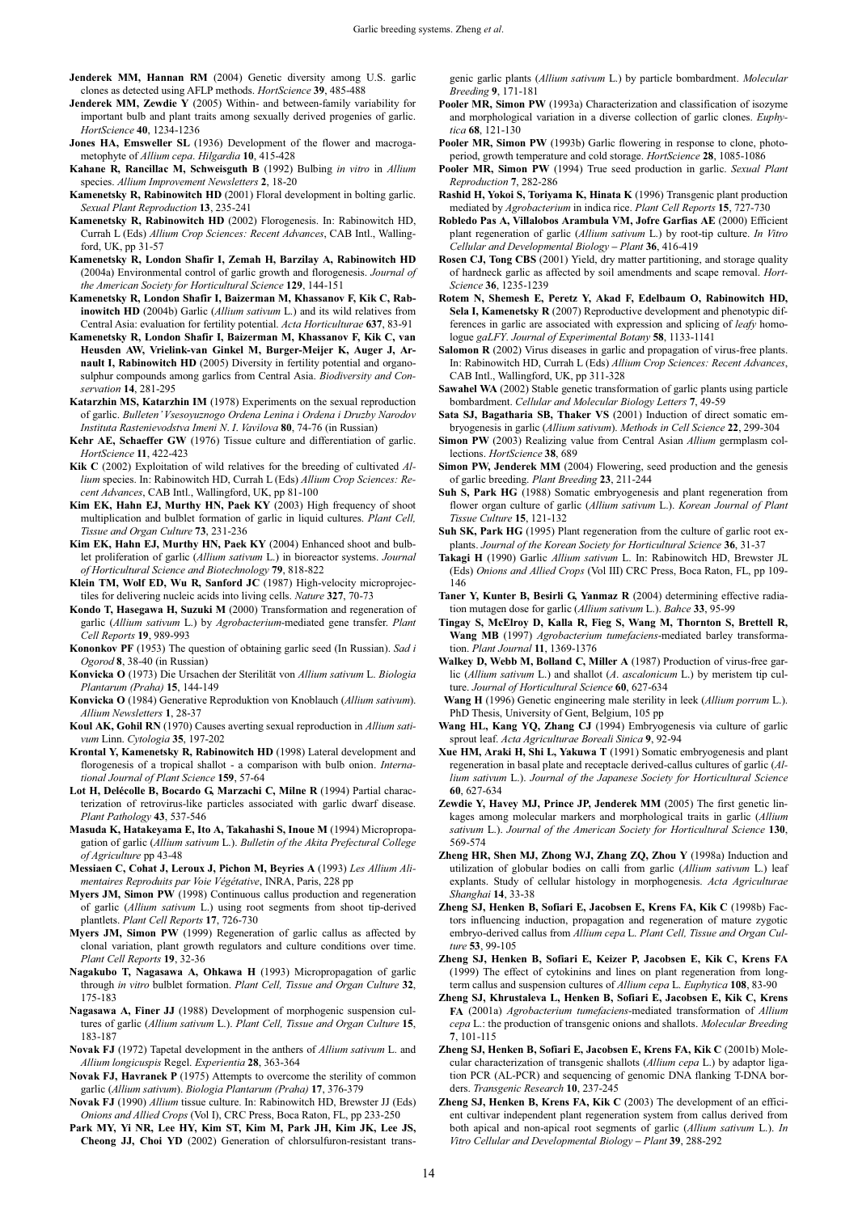**Jenderek MM, Hannan RM** (2004) Genetic diversity among U.S. garlic clones as detected using AFLP methods. *HortScience* **39**, 485-488

**Jenderek MM, Zewdie Y** (2005) Within- and between-family variability for important bulb and plant traits among sexually derived progenies of garlic. *HortScience* **40**, 1234-1236

**Jones HA, Emsweller SL** (1936) Development of the flower and macrogametophyte of *Allium cepa*. *Hilgardia* **10**, 415-428

**Kahane R, Rancillac M, Schweisguth B** (1992) Bulbing *in vitro* in *Allium* species. *Allium Improvement Newsletters* **2**, 18-20

**Kamenetsky R, Rabinowitch HD** (2001) Floral development in bolting garlic. *Sexual Plant Reproduction* **13**, 235-241

**Kamenetsky R, Rabinowitch HD** (2002) Florogenesis. In: Rabinowitch HD, Currah L (Eds) *Allium Crop Sciences: Recent Advances*, CAB Intl., Wallingford, UK, pp 31-57

**Kamenetsky R, London Shafir I, Zemah H, Barzilay A, Rabinowitch HD** (2004a) Environmental control of garlic growth and florogenesis. *Journal of the American Society for Horticultural Science* **129**, 144-151

**Kamenetsky R, London Shafir I, Baizerman M, Khassanov F, Kik C, Rabinowitch HD** (2004b) Garlic (*Allium sativum* L.) and its wild relatives from Central Asia: evaluation for fertility potential. *Acta Horticulturae* **637**, 83-91

**Kamenetsky R, London Shafir I, Baizerman M, Khassanov F, Kik C, van Heusden AW, Vrielink-van Ginkel M, Burger-Meijer K, Auger J, Arnault I, Rabinowitch HD** (2005) Diversity in fertility potential and organo-sulphur compounds among garlics from Central Asia. *Biodiversity and Conservation* **14**, 281-295

**Katarzhin MS, Katarzhin IM** (1978) Experiments on the sexual reproduction of garlic. *Bulleten' Vsesoyuznogo Ordena Lenina i Ordena i Druzby Narodov Instituta Rastenievodstva Imeni N. I. Vavilova* **80**, 74-76 (in Russian)

**Kehr AE, Schaeffer GW** (1976) Tissue culture and differentiation of garlic. *HortScience* **11**, 422-423

**Kik C** (2002) Exploitation of wild relatives for the breeding of cultivated *Allium* species. In: Rabinowitch HD, Currah L (Eds) *Allium Crop Sciences: Recent Advances*, CAB Intl., Wallingford, UK, pp 81-100

**Kim EK, Hahn EJ, Murthy HN, Paek KY** (2003) High frequency of shoot multiplication and bulblet formation of garlic in liquid cultures. *Plant Cell, Tissue and Organ Culture* **73**, 231-236

**Kim EK, Hahn EJ, Murthy HN, Paek KY** (2004) Enhanced shoot and bulblet proliferation of garlic (*Allium sativum* L.) in bioreactor systems. *Journal of Horticultural Science and Biotechnology* **79**, 818-822

**Klein TM, Wolf ED, Wu R, Sanford JC** (1987) High-velocity microprojectiles for delivering nucleic acids into living cells. *Nature* **327**, 70-73

**Kondo T, Hasegawa H, Suzuki M** (2000) Transformation and regeneration of garlic (*Allium sativum* L.) by *Agrobacterium*-mediated gene transfer. *Plant Cell Reports* **19**, 989-993

**Kononkov PF** (1953) The question of obtaining garlic seed (In Russian). *Sad i Ogorod* **8**, 38-40 (in Russian)

**Konvicka O** (1973) Die Ursachen der Sterilität von *Allium sativum* L. *Biologia Plantarum (Praha)* **15**, 144-149

**Konvicka O** (1984) Generative Reproduktion von Knoblauch (*Allium sativum*). *Allium Newsletters* **1**, 28-37

**Koul AK, Gohil RN** (1970) Causes averting sexual reproduction in *Allium sativum* Linn. *Cytologia* **35**, 197-202

**Krontal Y, Kamenetsky R, Rabinowitch HD** (1998) Lateral development and florogenesis of a tropical shallot - a comparison with bulb onion. *International Journal of Plant Science* **159**, 57-64

**Lot H, Delécolle B, Bocardo G, Marzachi C, Milne R** (1994) Partial characterization of retrovirus-like particles associated with garlic dwarf disease. *Plant Pathology* **43**, 537-546

**Masuda K, Hatakeyama E, Ito A, Takahashi S, Inoue M** (1994) Micropropagation of garlic (*Allium sativum* L.). *Bulletin of the Akita Prefectural College of Agriculture* pp 43-48

**Messiaen C, Cohat J, Leroux J, Pichon M, Beyries A** (1993) *Les Allium Alimentaires Reproduits par Voie Végétative*, INRA, Paris, 228 pp

**Myers JM, Simon PW** (1998) Continuous callus production and regeneration of garlic (*Allium sativum* L.) using root segments from shoot tip-derived plantlets. *Plant Cell Reports* **17**, 726-730

**Myers JM, Simon PW** (1999) Regeneration of garlic callus as affected by clonal variation, plant growth regulators and culture conditions over time. *Plant Cell Reports* **19**, 32-36

**Nagakubo T, Nagasawa A, Ohkawa H** (1993) Micropropagation of garlic through *in vitro* bulblet formation. *Plant Cell, Tissue and Organ Culture* **32**, 175-183

**Nagasawa A, Finer JJ** (1988) Development of morphogenic suspension cultures of garlic (*Allium sativum* L.). *Plant Cell, Tissue and Organ Culture* **15**, 183-187

**Novak FJ** (1972) Tapetal development in the anthers of *Allium sativum* L. and *Allium longicuspis* Regel. *Experientia* **28**, 363-364

**Novak FJ, Havranek P** (1975) Attempts to overcome the sterility of common garlic (*Allium sativum*). *Biologia Plantarum (Praha)* **17**, 376-379

**Novak FJ** (1990) *Allium* tissue culture. In: Rabinowitch HD, Brewster JJ (Eds) *Onions and Allied Crops* (Vol I), CRC Press, Boca Raton, FL, pp 233-250

**Park MY, Yi NR, Lee HY, Kim ST, Kim M, Park JH, Kim JK, Lee JS, Cheong JJ, Choi YD** (2002) Generation of chlorsulfuron-resistant transgenic garlic plants (*Allium sativum* L.) by particle bombardment. *Molecular Breeding* **9**, 171-181

**Pooler MR, Simon PW** (1993a) Characterization and classification of isozyme and morphological variation in a diverse collection of garlic clones. *Euphytica* **68**, 121-130

**Pooler MR, Simon PW** (1993b) Garlic flowering in response to clone, photoperiod, growth temperature and cold storage. *HortScience* **28**, 1085-1086

**Pooler MR, Simon PW** (1994) True seed production in garlic. *Sexual Plant Reproduction* **7**, 282-286

**Rashid H, Yokoi S, Toriyama K, Hinata K** (1996) Transgenic plant production mediated by *Agrobacterium* in indica rice. *Plant Cell Reports* **15**, 727-730

**Robledo Pas A, Villalobos Arambula VM, Jofre Garfias AE** (2000) Efficient plant regeneration of garlic (*Allium sativum* L.) by root-tip culture. *In Vitro Cellular and Developmental Biology – Plant* **36**, 416-419

**Rosen CJ, Tong CBS** (2001) Yield, dry matter partitioning, and storage quality of hardneck garlic as affected by soil amendments and scape removal. *HortScience* **36**, 1235-1239

**Rotem N, Shemesh E, Peretz Y, Akad F, Edelbaum O, Rabinowitch HD, Sela I, Kamenetsky R** (2007) Reproductive development and phenotypic differences in garlic are associated with expression and splicing of *leafy* homologue *gaLFY*. *Journal of Experimental Botany* **58**, 1133-1141

**Salomon R** (2002) Virus diseases in garlic and propagation of virus-free plants. In: Rabinowitch HD, Currah L (Eds) *Allium Crop Sciences: Recent Advances*, CAB Intl., Wallingford, UK, pp 311-328

**Sawahel WA** (2002) Stable genetic transformation of garlic plants using particle bombardment. *Cellular and Molecular Biology Letters* **7**, 49-59

**Sata SJ, Bagatharia SB, Thaker VS** (2001) Induction of direct somatic embryogenesis in garlic (*Allium sativum*). *Methods in Cell Science* **22**, 299-304

**Simon PW** (2003) Realizing value from Central Asian *Allium* germplasm collections. *HortScience* **38**, 689

**Simon PW, Jenderek MM** (2004) Flowering, seed production and the genesis of garlic breeding. *Plant Breeding* **23**, 211-244

**Suh S, Park HG** (1988) Somatic embryogenesis and plant regeneration from flower organ culture of garlic (*Allium sativum* L.). *Korean Journal of Plant Tissue Culture* **15**, 121-132

**Suh SK, Park HG** (1995) Plant regeneration from the culture of garlic root explants. *Journal of the Korean Society for Horticultural Science* **36**, 31-37

**Takagi H** (1990) Garlic *Allium sativum* L. In: Rabinowitch HD, Brewster JL (Eds) *Onions and Allied Crops* (Vol III) CRC Press, Boca Raton, FL, pp 109-146

**Taner Y, Kunter B, Besirli G, Yanmaz R** (2004) determining effective radiation mutagen dose for garlic (*Allium sativum* L.). *Bahce* **33**, 95-99

**Tingay S, McElroy D, Kalla R, Fieg S, Wang M, Thornton S, Brettell R, Wang MB** (1997) *Agrobacterium tumefaciens*-mediated barley transformation. *Plant Journal* **11**, 1369-1376

**Walkey D, Webb M, Bolland C, Miller A** (1987) Production of virus-free garlic (*Allium sativum* L.) and shallot (*A. ascalonicum* L.) by meristem tip culture. *Journal of Horticultural Science* **60**, 627-634

**Wang H** (1996) Genetic engineering male sterility in leek (*Allium porrum* L.). PhD Thesis, University of Gent, Belgium, 105 pp

**Wang HL, Kang YQ, Zhang CJ** (1994) Embryogenesis via culture of garlic sprout leaf. *Acta Agriculturae Boreali Sinica* **9**, 92-94

**Xue HM, Araki H, Shi L, Yakuwa T** (1991) Somatic embryogenesis and plant regeneration in basal plate and receptacle derived-callus cultures of garlic (*Allium sativum* L.). *Journal of the Japanese Society for Horticultural Science* **60**, 627-634

**Zewdie Y, Havey MJ, Prince JP, Jenderek MM** (2005) The first genetic linkages among molecular markers and morphological traits in garlic (*Allium sativum* L.). *Journal of the American Society for Horticultural Science* **130**, 569-574

**Zheng HR, Shen MJ, Zhong WJ, Zhang ZQ, Zhou Y** (1998a) Induction and utilization of globular bodies on calli from garlic (*Allium sativum* L.) leaf explants. Study of cellular histology in morphogenesis. *Acta Agriculturae Shanghai* **14**, 33-38

**Zheng SJ, Henken B, Sofiari E, Jacobsen E, Krens FA, Kik C** (1998b) Factors influencing induction, propagation and regeneration of mature zygotic embryo-derived callus from *Allium cepa* L. *Plant Cell, Tissue and Organ Culture* **53**, 99-105

**Zheng SJ, Henken B, Sofiari E, Keizer P, Jacobsen E, Kik C, Krens FA** (1999) The effect of cytokinins and lines on plant regeneration from long-term callus and suspension cultures of *Allium cepa* L. *Euphytica* **108**, 83-90

**Zheng SJ, Khrustaleva L, Henken B, Sofiari E, Jacobsen E, Kik C, Krens FA** (2001a) *Agrobacterium tumefaciens*-mediated transformation of *Allium cepa* L.: the production of transgenic onions and shallots. *Molecular Breeding* **7**, 101-115

**Zheng SJ, Henken B, Sofiari E, Jacobsen E, Krens FA, Kik C** (2001b) Molecular characterization of transgenic shallots (*Allium cepa* L.) by adaptor ligation PCR (AL-PCR) and sequencing of genomic DNA flanking T-DNA borders. *Transgenic Research* **10**, 237-245

**Zheng SJ, Henken B, Krens FA, Kik C** (2003) The development of an efficient cultivar independent plant regeneration system from callus derived from both apical and non-apical root segments of garlic (*Allium sativum* L.). *In Vitro Cellular and Developmental Biology – Plant* **39**, 288-292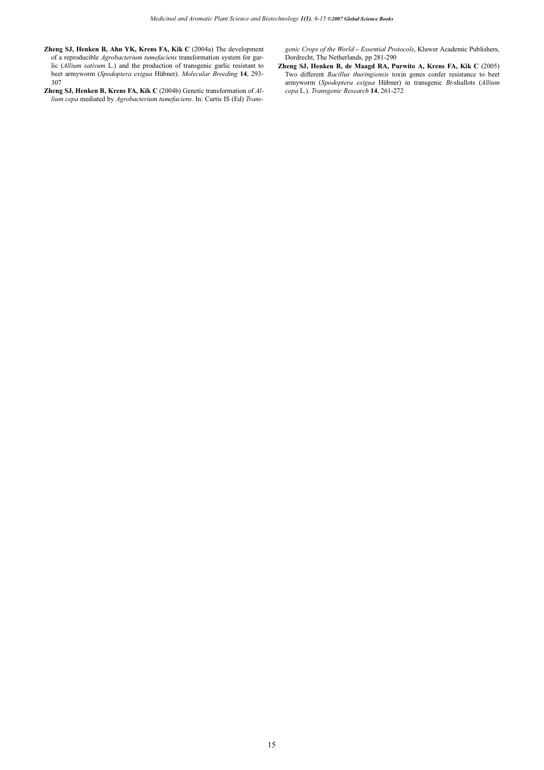**Zheng SJ, Henken B, Ahn YK, Krens FA, Kik C** (2004a) The development of a reproducible *Agrobacterium tumefaciens* transformation system for garlic (*Allium sativum* L.) and the production of transgenic garlic resistant to beet armyworm (*Spodoptera exigua* Hübner). *Molecular Breeding* **14**, 293-307

**Zheng SJ, Henken B, Krens FA, Kik C** (2004b) Genetic transformation of *Allium cepa* mediated by *Agrobacterium tumefaciens*. In: Curtis IS (Ed) *Transgenic Crops of the World – Essential Protocols*, Kluwer Academic Publishers, Dordrecht, The Netherlands, pp 281-290

**Zheng SJ, Henken B, de Maagd RA, Purwito A, Krens FA, Kik C** (2005) Two different *Bacillus thuringiensis* toxin genes confer resistance to beet armyworm (*Spodoptera exigua* Hübner) in transgenic *Bt*-shallots (*Allium cepa* L.). *Transgenic Research* **14**, 261-272